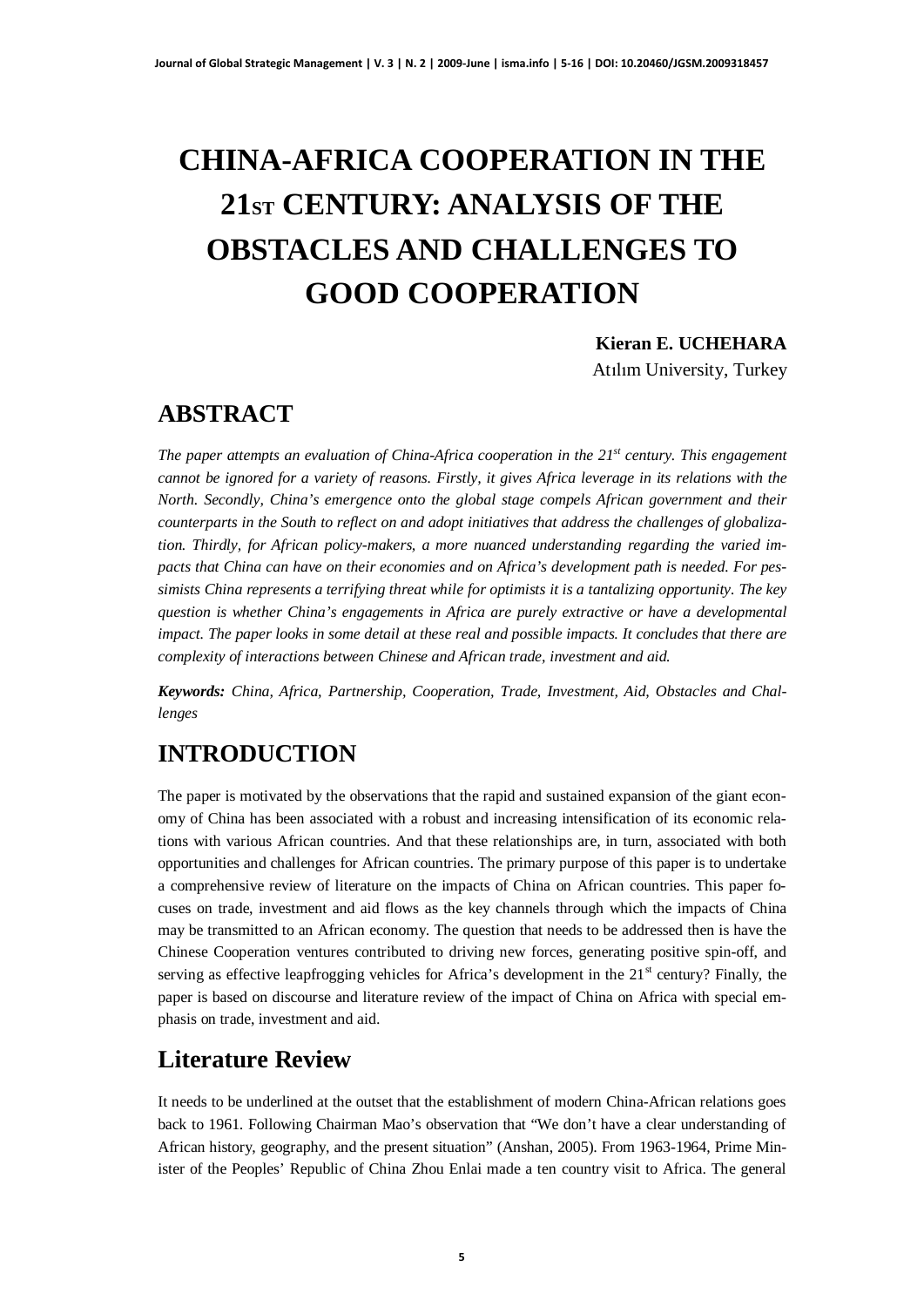# CHINA-AFRICA COOPERATION IN THE 21ST CENTURY: ANALYSIS OF THE OBSTACLES AND CHALLENGES TO GOOD COOPERATION

**Kieran E. UCHEHARA**
Atılım University, Turkey

## ABSTRACT

*The paper attempts an evaluation of China-Africa cooperation in the 21st century. This engagement cannot be ignored for a variety of reasons. Firstly, it gives Africa leverage in its relations with the North. Secondly, China's emergence onto the global stage compels African government and their counterparts in the South to reflect on and adopt initiatives that address the challenges of globalization. Thirdly, for African policy-makers, a more nuanced understanding regarding the varied impacts that China can have on their economies and on Africa's development path is needed. For pessimists China represents a terrifying threat while for optimists it is a tantalizing opportunity. The key question is whether China's engagements in Africa are purely extractive or have a developmental impact. The paper looks in some detail at these real and possible impacts. It concludes that there are complexity of interactions between Chinese and African trade, investment and aid.*

***Keywords:*** *China, Africa, Partnership, Cooperation, Trade, Investment, Aid, Obstacles and Challenges*

## INTRODUCTION

The paper is motivated by the observations that the rapid and sustained expansion of the giant economy of China has been associated with a robust and increasing intensification of its economic relations with various African countries. And that these relationships are, in turn, associated with both opportunities and challenges for African countries. The primary purpose of this paper is to undertake a comprehensive review of literature on the impacts of China on African countries. This paper focuses on trade, investment and aid flows as the key channels through which the impacts of China may be transmitted to an African economy. The question that needs to be addressed then is have the Chinese Cooperation ventures contributed to driving new forces, generating positive spin-off, and serving as effective leapfrogging vehicles for Africa's development in the 21st century? Finally, the paper is based on discourse and literature review of the impact of China on Africa with special emphasis on trade, investment and aid.

## Literature Review

It needs to be underlined at the outset that the establishment of modern China-African relations goes back to 1961. Following Chairman Mao's observation that "We don't have a clear understanding of African history, geography, and the present situation" (Anshan, 2005). From 1963-1964, Prime Minister of the Peoples' Republic of China Zhou Enlai made a ten country visit to Africa. The general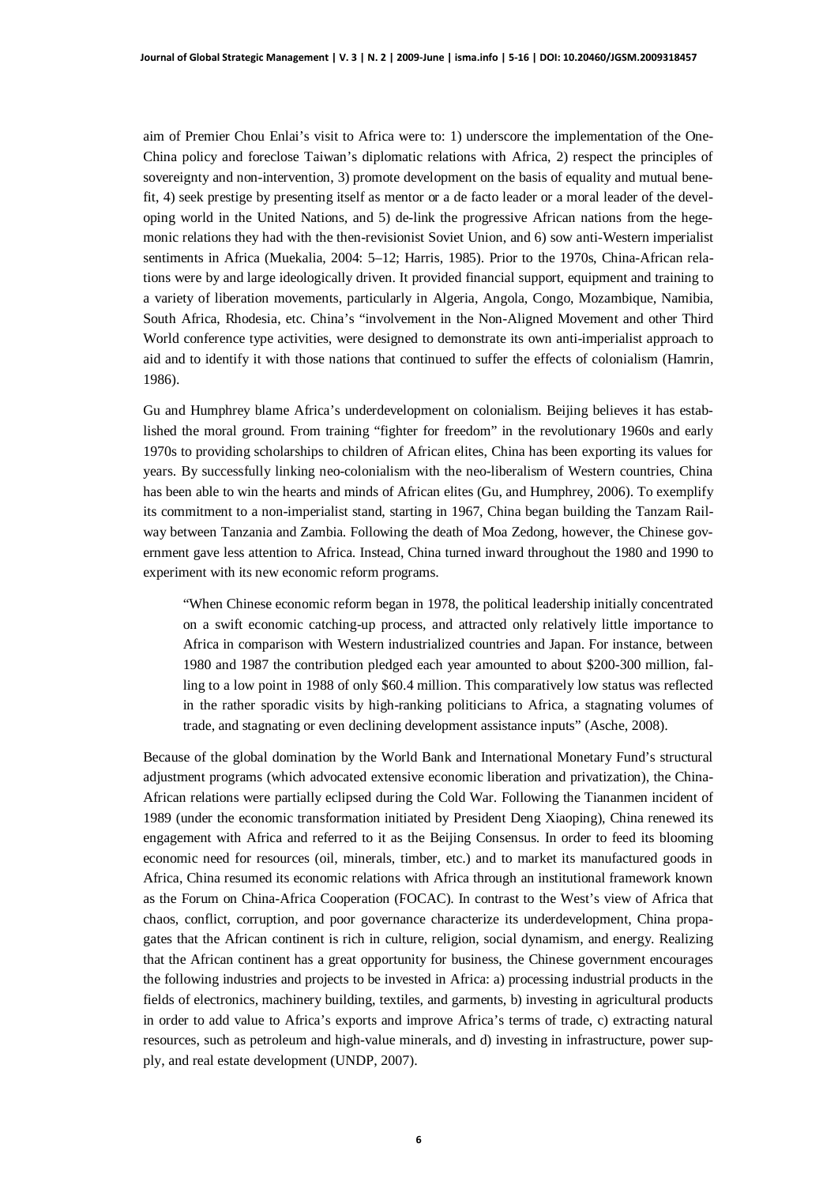aim of Premier Chou Enlai's visit to Africa were to: 1) underscore the implementation of the One-China policy and foreclose Taiwan's diplomatic relations with Africa, 2) respect the principles of sovereignty and non-intervention, 3) promote development on the basis of equality and mutual benefit, 4) seek prestige by presenting itself as mentor or a de facto leader or a moral leader of the developing world in the United Nations, and 5) de-link the progressive African nations from the hegemonic relations they had with the then-revisionist Soviet Union, and 6) sow anti-Western imperialist sentiments in Africa (Muekalia, 2004: 5–12; Harris, 1985). Prior to the 1970s, China-African relations were by and large ideologically driven. It provided financial support, equipment and training to a variety of liberation movements, particularly in Algeria, Angola, Congo, Mozambique, Namibia, South Africa, Rhodesia, etc. China's "involvement in the Non-Aligned Movement and other Third World conference type activities, were designed to demonstrate its own anti-imperialist approach to aid and to identify it with those nations that continued to suffer the effects of colonialism (Hamrin, 1986).

Gu and Humphrey blame Africa's underdevelopment on colonialism. Beijing believes it has established the moral ground. From training "fighter for freedom" in the revolutionary 1960s and early 1970s to providing scholarships to children of African elites, China has been exporting its values for years. By successfully linking neo-colonialism with the neo-liberalism of Western countries, China has been able to win the hearts and minds of African elites (Gu, and Humphrey, 2006). To exemplify its commitment to a non-imperialist stand, starting in 1967, China began building the Tanzam Railway between Tanzania and Zambia. Following the death of Moa Zedong, however, the Chinese government gave less attention to Africa. Instead, China turned inward throughout the 1980 and 1990 to experiment with its new economic reform programs.

> "When Chinese economic reform began in 1978, the political leadership initially concentrated on a swift economic catching-up process, and attracted only relatively little importance to Africa in comparison with Western industrialized countries and Japan. For instance, between 1980 and 1987 the contribution pledged each year amounted to about $200-300 million, falling to a low point in 1988 of only $60.4 million. This comparatively low status was reflected in the rather sporadic visits by high-ranking politicians to Africa, a stagnating volumes of trade, and stagnating or even declining development assistance inputs" (Asche, 2008).

Because of the global domination by the World Bank and International Monetary Fund's structural adjustment programs (which advocated extensive economic liberation and privatization), the China-African relations were partially eclipsed during the Cold War. Following the Tiananmen incident of 1989 (under the economic transformation initiated by President Deng Xiaoping), China renewed its engagement with Africa and referred to it as the Beijing Consensus. In order to feed its blooming economic need for resources (oil, minerals, timber, etc.) and to market its manufactured goods in Africa, China resumed its economic relations with Africa through an institutional framework known as the Forum on China-Africa Cooperation (FOCAC). In contrast to the West's view of Africa that chaos, conflict, corruption, and poor governance characterize its underdevelopment, China propagates that the African continent is rich in culture, religion, social dynamism, and energy. Realizing that the African continent has a great opportunity for business, the Chinese government encourages the following industries and projects to be invested in Africa: a) processing industrial products in the fields of electronics, machinery building, textiles, and garments, b) investing in agricultural products in order to add value to Africa's exports and improve Africa's terms of trade, c) extracting natural resources, such as petroleum and high-value minerals, and d) investing in infrastructure, power supply, and real estate development (UNDP, 2007).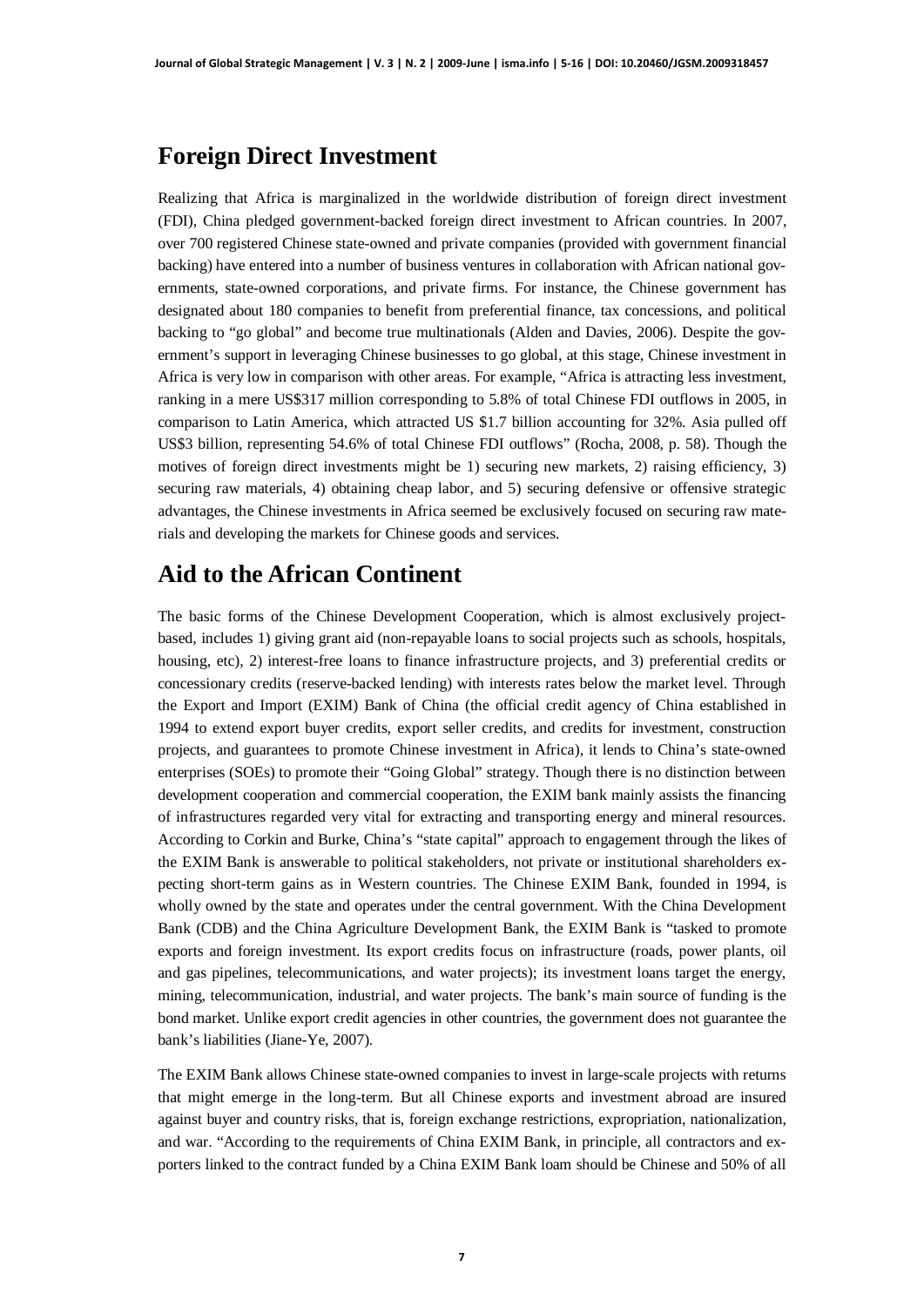## Foreign Direct Investment

Realizing that Africa is marginalized in the worldwide distribution of foreign direct investment (FDI), China pledged government-backed foreign direct investment to African countries. In 2007, over 700 registered Chinese state-owned and private companies (provided with government financial backing) have entered into a number of business ventures in collaboration with African national governments, state-owned corporations, and private firms. For instance, the Chinese government has designated about 180 companies to benefit from preferential finance, tax concessions, and political backing to "go global" and become true multinationals (Alden and Davies, 2006). Despite the government's support in leveraging Chinese businesses to go global, at this stage, Chinese investment in Africa is very low in comparison with other areas. For example, "Africa is attracting less investment, ranking in a mere US$317 million corresponding to 5.8% of total Chinese FDI outflows in 2005, in comparison to Latin America, which attracted US $1.7 billion accounting for 32%. Asia pulled off US$3 billion, representing 54.6% of total Chinese FDI outflows" (Rocha, 2008, p. 58). Though the motives of foreign direct investments might be 1) securing new markets, 2) raising efficiency, 3) securing raw materials, 4) obtaining cheap labor, and 5) securing defensive or offensive strategic advantages, the Chinese investments in Africa seemed be exclusively focused on securing raw materials and developing the markets for Chinese goods and services.

## Aid to the African Continent

The basic forms of the Chinese Development Cooperation, which is almost exclusively project-based, includes 1) giving grant aid (non-repayable loans to social projects such as schools, hospitals, housing, etc), 2) interest-free loans to finance infrastructure projects, and 3) preferential credits or concessionary credits (reserve-backed lending) with interests rates below the market level. Through the Export and Import (EXIM) Bank of China (the official credit agency of China established in 1994 to extend export buyer credits, export seller credits, and credits for investment, construction projects, and guarantees to promote Chinese investment in Africa), it lends to China's state-owned enterprises (SOEs) to promote their "Going Global" strategy. Though there is no distinction between development cooperation and commercial cooperation, the EXIM bank mainly assists the financing of infrastructures regarded very vital for extracting and transporting energy and mineral resources. According to Corkin and Burke, China's "state capital" approach to engagement through the likes of the EXIM Bank is answerable to political stakeholders, not private or institutional shareholders expecting short-term gains as in Western countries. The Chinese EXIM Bank, founded in 1994, is wholly owned by the state and operates under the central government. With the China Development Bank (CDB) and the China Agriculture Development Bank, the EXIM Bank is "tasked to promote exports and foreign investment. Its export credits focus on infrastructure (roads, power plants, oil and gas pipelines, telecommunications, and water projects); its investment loans target the energy, mining, telecommunication, industrial, and water projects. The bank's main source of funding is the bond market. Unlike export credit agencies in other countries, the government does not guarantee the bank's liabilities (Jiane-Ye, 2007).

The EXIM Bank allows Chinese state-owned companies to invest in large-scale projects with returns that might emerge in the long-term. But all Chinese exports and investment abroad are insured against buyer and country risks, that is, foreign exchange restrictions, expropriation, nationalization, and war. "According to the requirements of China EXIM Bank, in principle, all contractors and exporters linked to the contract funded by a China EXIM Bank loam should be Chinese and 50% of all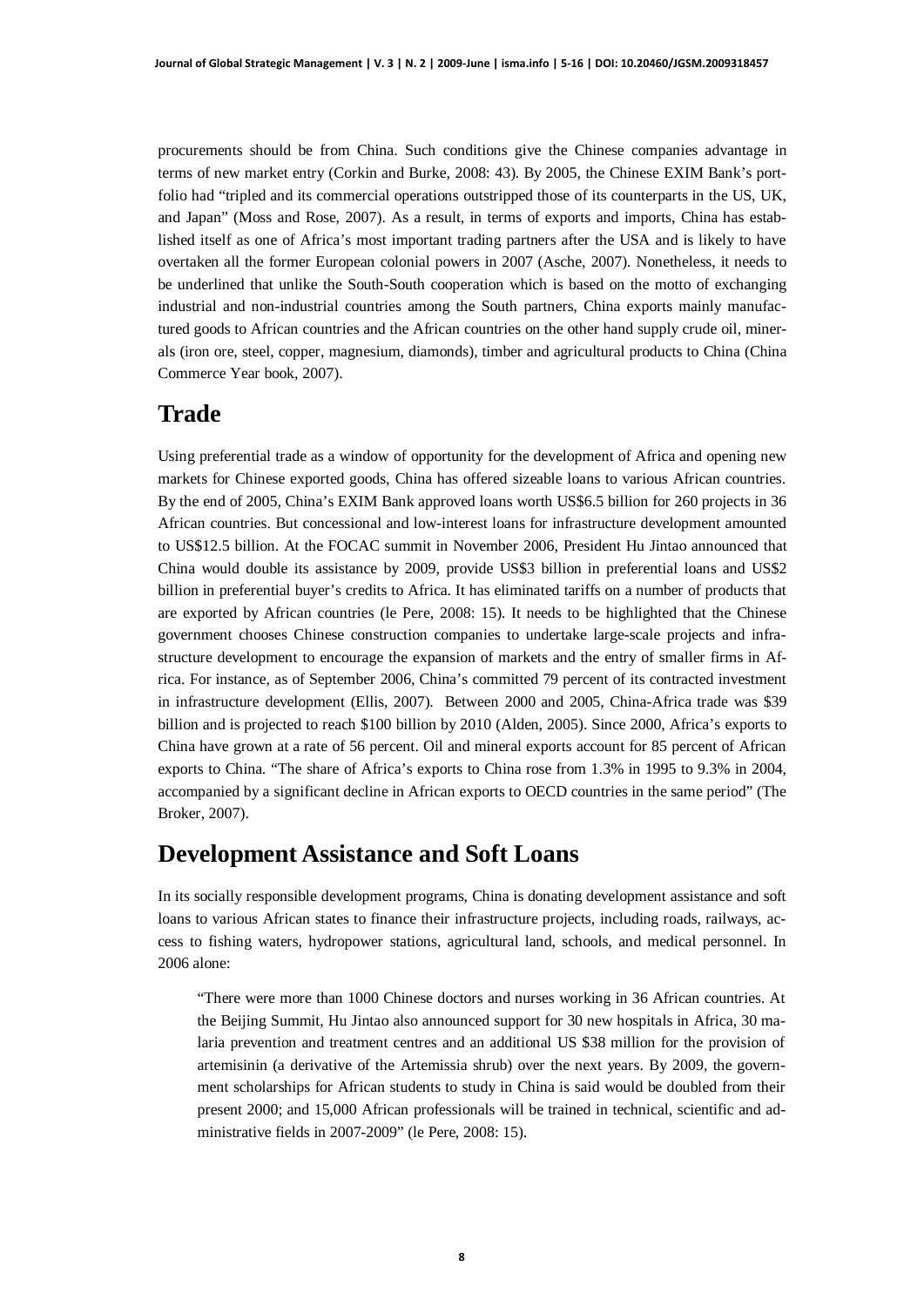procurements should be from China. Such conditions give the Chinese companies advantage in terms of new market entry (Corkin and Burke, 2008: 43). By 2005, the Chinese EXIM Bank's portfolio had "tripled and its commercial operations outstripped those of its counterparts in the US, UK, and Japan" (Moss and Rose, 2007). As a result, in terms of exports and imports, China has established itself as one of Africa's most important trading partners after the USA and is likely to have overtaken all the former European colonial powers in 2007 (Asche, 2007). Nonetheless, it needs to be underlined that unlike the South-South cooperation which is based on the motto of exchanging industrial and non-industrial countries among the South partners, China exports mainly manufactured goods to African countries and the African countries on the other hand supply crude oil, minerals (iron ore, steel, copper, magnesium, diamonds), timber and agricultural products to China (China Commerce Year book, 2007).

## Trade

Using preferential trade as a window of opportunity for the development of Africa and opening new markets for Chinese exported goods, China has offered sizeable loans to various African countries. By the end of 2005, China's EXIM Bank approved loans worth US$6.5 billion for 260 projects in 36 African countries. But concessional and low-interest loans for infrastructure development amounted to US$12.5 billion. At the FOCAC summit in November 2006, President Hu Jintao announced that China would double its assistance by 2009, provide US$3 billion in preferential loans and US$2 billion in preferential buyer's credits to Africa. It has eliminated tariffs on a number of products that are exported by African countries (le Pere, 2008: 15). It needs to be highlighted that the Chinese government chooses Chinese construction companies to undertake large-scale projects and infrastructure development to encourage the expansion of markets and the entry of smaller firms in Africa. For instance, as of September 2006, China's committed 79 percent of its contracted investment in infrastructure development (Ellis, 2007). Between 2000 and 2005, China-Africa trade was $39 billion and is projected to reach $100 billion by 2010 (Alden, 2005). Since 2000, Africa's exports to China have grown at a rate of 56 percent. Oil and mineral exports account for 85 percent of African exports to China. "The share of Africa's exports to China rose from 1.3% in 1995 to 9.3% in 2004, accompanied by a significant decline in African exports to OECD countries in the same period" (The Broker, 2007).

## Development Assistance and Soft Loans

In its socially responsible development programs, China is donating development assistance and soft loans to various African states to finance their infrastructure projects, including roads, railways, access to fishing waters, hydropower stations, agricultural land, schools, and medical personnel. In 2006 alone:

> "There were more than 1000 Chinese doctors and nurses working in 36 African countries. At the Beijing Summit, Hu Jintao also announced support for 30 new hospitals in Africa, 30 malaria prevention and treatment centres and an additional US $38 million for the provision of artemisinin (a derivative of the Artemissia shrub) over the next years. By 2009, the government scholarships for African students to study in China is said would be doubled from their present 2000; and 15,000 African professionals will be trained in technical, scientific and administrative fields in 2007-2009" (le Pere, 2008: 15).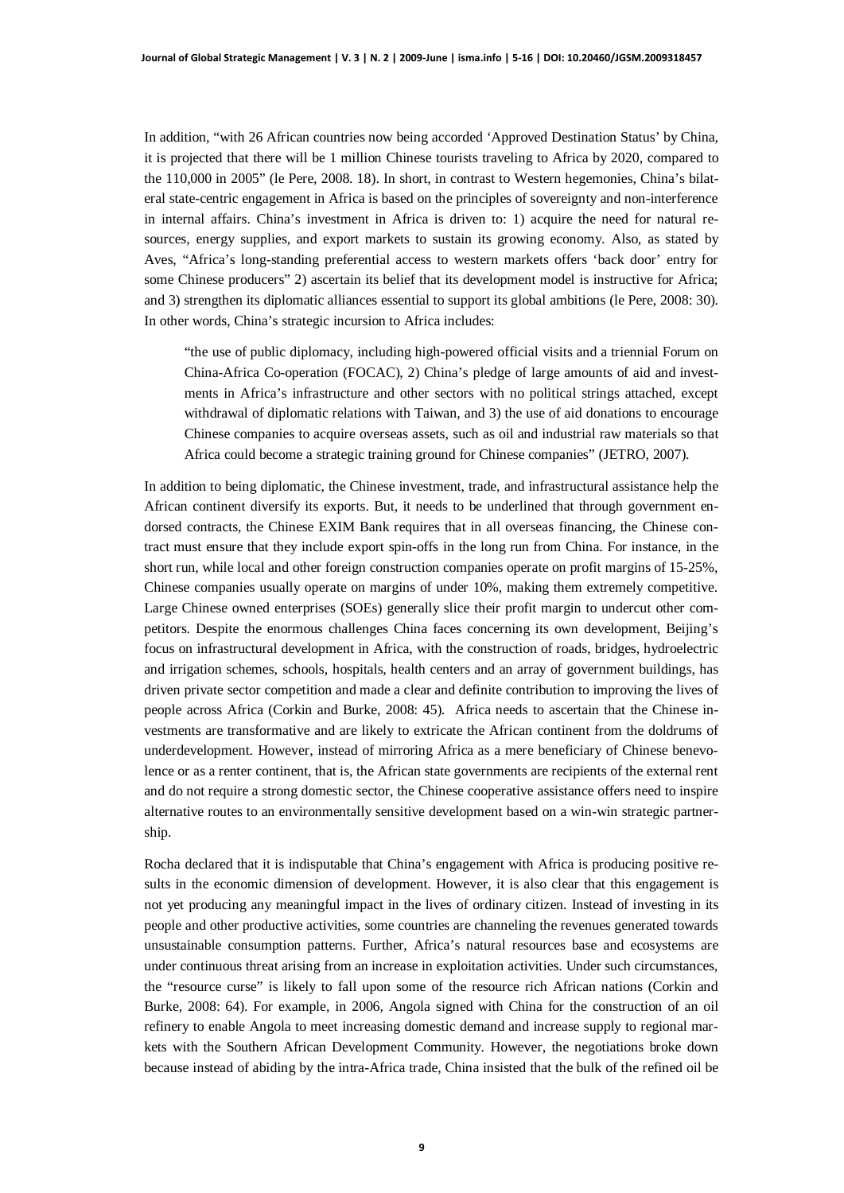In addition, "with 26 African countries now being accorded 'Approved Destination Status' by China, it is projected that there will be 1 million Chinese tourists traveling to Africa by 2020, compared to the 110,000 in 2005" (le Pere, 2008. 18). In short, in contrast to Western hegemonies, China's bilateral state-centric engagement in Africa is based on the principles of sovereignty and non-interference in internal affairs. China's investment in Africa is driven to: 1) acquire the need for natural resources, energy supplies, and export markets to sustain its growing economy. Also, as stated by Aves, "Africa's long-standing preferential access to western markets offers 'back door' entry for some Chinese producers" 2) ascertain its belief that its development model is instructive for Africa; and 3) strengthen its diplomatic alliances essential to support its global ambitions (le Pere, 2008: 30). In other words, China's strategic incursion to Africa includes:

> "the use of public diplomacy, including high-powered official visits and a triennial Forum on China-Africa Co-operation (FOCAC), 2) China's pledge of large amounts of aid and investments in Africa's infrastructure and other sectors with no political strings attached, except withdrawal of diplomatic relations with Taiwan, and 3) the use of aid donations to encourage Chinese companies to acquire overseas assets, such as oil and industrial raw materials so that Africa could become a strategic training ground for Chinese companies" (JETRO, 2007).

In addition to being diplomatic, the Chinese investment, trade, and infrastructural assistance help the African continent diversify its exports. But, it needs to be underlined that through government endorsed contracts, the Chinese EXIM Bank requires that in all overseas financing, the Chinese contract must ensure that they include export spin-offs in the long run from China. For instance, in the short run, while local and other foreign construction companies operate on profit margins of 15-25%, Chinese companies usually operate on margins of under 10%, making them extremely competitive. Large Chinese owned enterprises (SOEs) generally slice their profit margin to undercut other competitors. Despite the enormous challenges China faces concerning its own development, Beijing's focus on infrastructural development in Africa, with the construction of roads, bridges, hydroelectric and irrigation schemes, schools, hospitals, health centers and an array of government buildings, has driven private sector competition and made a clear and definite contribution to improving the lives of people across Africa (Corkin and Burke, 2008: 45). Africa needs to ascertain that the Chinese investments are transformative and are likely to extricate the African continent from the doldrums of underdevelopment. However, instead of mirroring Africa as a mere beneficiary of Chinese benevolence or as a renter continent, that is, the African state governments are recipients of the external rent and do not require a strong domestic sector, the Chinese cooperative assistance offers need to inspire alternative routes to an environmentally sensitive development based on a win-win strategic partnership.

Rocha declared that it is indisputable that China's engagement with Africa is producing positive results in the economic dimension of development. However, it is also clear that this engagement is not yet producing any meaningful impact in the lives of ordinary citizen. Instead of investing in its people and other productive activities, some countries are channeling the revenues generated towards unsustainable consumption patterns. Further, Africa's natural resources base and ecosystems are under continuous threat arising from an increase in exploitation activities. Under such circumstances, the "resource curse" is likely to fall upon some of the resource rich African nations (Corkin and Burke, 2008: 64). For example, in 2006, Angola signed with China for the construction of an oil refinery to enable Angola to meet increasing domestic demand and increase supply to regional markets with the Southern African Development Community. However, the negotiations broke down because instead of abiding by the intra-Africa trade, China insisted that the bulk of the refined oil be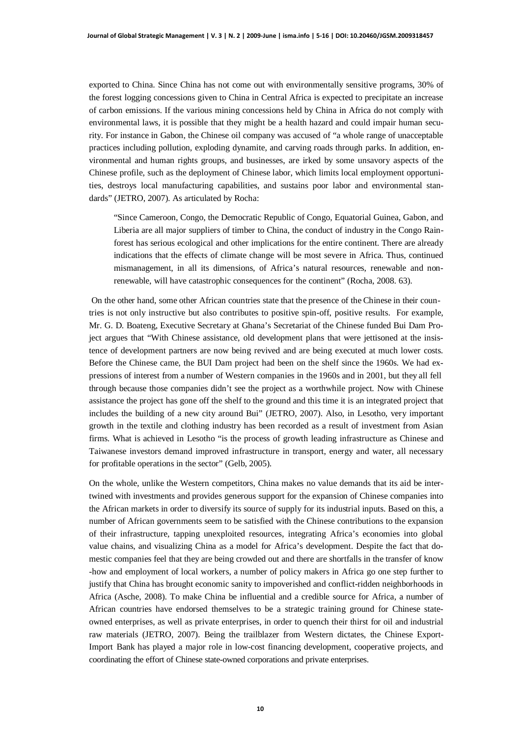exported to China. Since China has not come out with environmentally sensitive programs, 30% of the forest logging concessions given to China in Central Africa is expected to precipitate an increase of carbon emissions. If the various mining concessions held by China in Africa do not comply with environmental laws, it is possible that they might be a health hazard and could impair human security. For instance in Gabon, the Chinese oil company was accused of "a whole range of unacceptable practices including pollution, exploding dynamite, and carving roads through parks. In addition, environmental and human rights groups, and businesses, are irked by some unsavory aspects of the Chinese profile, such as the deployment of Chinese labor, which limits local employment opportunities, destroys local manufacturing capabilities, and sustains poor labor and environmental standards" (JETRO, 2007). As articulated by Rocha:

> "Since Cameroon, Congo, the Democratic Republic of Congo, Equatorial Guinea, Gabon, and Liberia are all major suppliers of timber to China, the conduct of industry in the Congo Rainforest has serious ecological and other implications for the entire continent. There are already indications that the effects of climate change will be most severe in Africa. Thus, continued mismanagement, in all its dimensions, of Africa's natural resources, renewable and non-renewable, will have catastrophic consequences for the continent" (Rocha, 2008. 63).

On the other hand, some other African countries state that the presence of the Chinese in their countries is not only instructive but also contributes to positive spin-off, positive results. For example, Mr. G. D. Boateng, Executive Secretary at Ghana's Secretariat of the Chinese funded Bui Dam Project argues that "With Chinese assistance, old development plans that were jettisoned at the insistence of development partners are now being revived and are being executed at much lower costs. Before the Chinese came, the BUI Dam project had been on the shelf since the 1960s. We had expressions of interest from a number of Western companies in the 1960s and in 2001, but they all fell through because those companies didn't see the project as a worthwhile project. Now with Chinese assistance the project has gone off the shelf to the ground and this time it is an integrated project that includes the building of a new city around Bui" (JETRO, 2007). Also, in Lesotho, very important growth in the textile and clothing industry has been recorded as a result of investment from Asian firms. What is achieved in Lesotho "is the process of growth leading infrastructure as Chinese and Taiwanese investors demand improved infrastructure in transport, energy and water, all necessary for profitable operations in the sector" (Gelb, 2005).

On the whole, unlike the Western competitors, China makes no value demands that its aid be intertwined with investments and provides generous support for the expansion of Chinese companies into the African markets in order to diversify its source of supply for its industrial inputs. Based on this, a number of African governments seem to be satisfied with the Chinese contributions to the expansion of their infrastructure, tapping unexploited resources, integrating Africa's economies into global value chains, and visualizing China as a model for Africa's development. Despite the fact that domestic companies feel that they are being crowded out and there are shortfalls in the transfer of know-how and employment of local workers, a number of policy makers in Africa go one step further to justify that China has brought economic sanity to impoverished and conflict-ridden neighborhoods in Africa (Asche, 2008). To make China be influential and a credible source for Africa, a number of African countries have endorsed themselves to be a strategic training ground for Chinese state-owned enterprises, as well as private enterprises, in order to quench their thirst for oil and industrial raw materials (JETRO, 2007). Being the trailblazer from Western dictates, the Chinese Export-Import Bank has played a major role in low-cost financing development, cooperative projects, and coordinating the effort of Chinese state-owned corporations and private enterprises.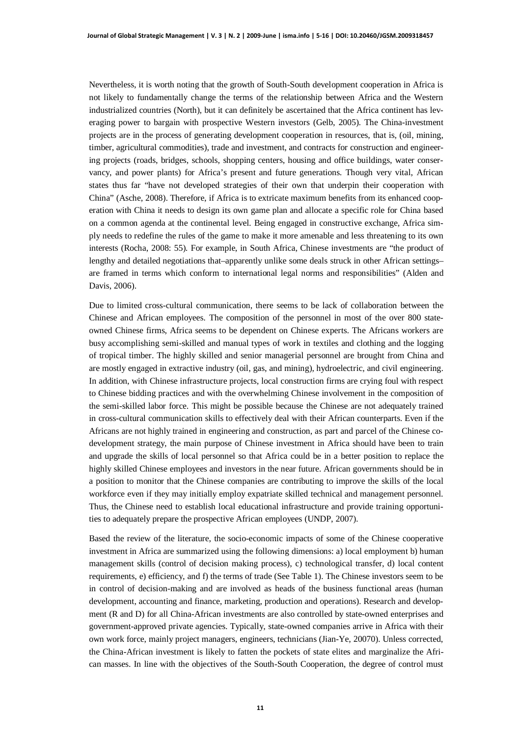Nevertheless, it is worth noting that the growth of South-South development cooperation in Africa is not likely to fundamentally change the terms of the relationship between Africa and the Western industrialized countries (North), but it can definitely be ascertained that the Africa continent has leveraging power to bargain with prospective Western investors (Gelb, 2005). The China-investment projects are in the process of generating development cooperation in resources, that is, (oil, mining, timber, agricultural commodities), trade and investment, and contracts for construction and engineering projects (roads, bridges, schools, shopping centers, housing and office buildings, water conservancy, and power plants) for Africa's present and future generations. Though very vital, African states thus far "have not developed strategies of their own that underpin their cooperation with China" (Asche, 2008). Therefore, if Africa is to extricate maximum benefits from its enhanced cooperation with China it needs to design its own game plan and allocate a specific role for China based on a common agenda at the continental level. Being engaged in constructive exchange, Africa simply needs to redefine the rules of the game to make it more amenable and less threatening to its own interests (Rocha, 2008: 55). For example, in South Africa, Chinese investments are "the product of lengthy and detailed negotiations that–apparently unlike some deals struck in other African settings–are framed in terms which conform to international legal norms and responsibilities" (Alden and Davis, 2006).

Due to limited cross-cultural communication, there seems to be lack of collaboration between the Chinese and African employees. The composition of the personnel in most of the over 800 state-owned Chinese firms, Africa seems to be dependent on Chinese experts. The Africans workers are busy accomplishing semi-skilled and manual types of work in textiles and clothing and the logging of tropical timber. The highly skilled and senior managerial personnel are brought from China and are mostly engaged in extractive industry (oil, gas, and mining), hydroelectric, and civil engineering. In addition, with Chinese infrastructure projects, local construction firms are crying foul with respect to Chinese bidding practices and with the overwhelming Chinese involvement in the composition of the semi-skilled labor force. This might be possible because the Chinese are not adequately trained in cross-cultural communication skills to effectively deal with their African counterparts. Even if the Africans are not highly trained in engineering and construction, as part and parcel of the Chinese co-development strategy, the main purpose of Chinese investment in Africa should have been to train and upgrade the skills of local personnel so that Africa could be in a better position to replace the highly skilled Chinese employees and investors in the near future. African governments should be in a position to monitor that the Chinese companies are contributing to improve the skills of the local workforce even if they may initially employ expatriate skilled technical and management personnel. Thus, the Chinese need to establish local educational infrastructure and provide training opportunities to adequately prepare the prospective African employees (UNDP, 2007).

Based the review of the literature, the socio-economic impacts of some of the Chinese cooperative investment in Africa are summarized using the following dimensions: a) local employment b) human management skills (control of decision making process), c) technological transfer, d) local content requirements, e) efficiency, and f) the terms of trade (See Table 1). The Chinese investors seem to be in control of decision-making and are involved as heads of the business functional areas (human development, accounting and finance, marketing, production and operations). Research and development (R and D) for all China-African investments are also controlled by state-owned enterprises and government-approved private agencies. Typically, state-owned companies arrive in Africa with their own work force, mainly project managers, engineers, technicians (Jian-Ye, 20070). Unless corrected, the China-African investment is likely to fatten the pockets of state elites and marginalize the African masses. In line with the objectives of the South-South Cooperation, the degree of control must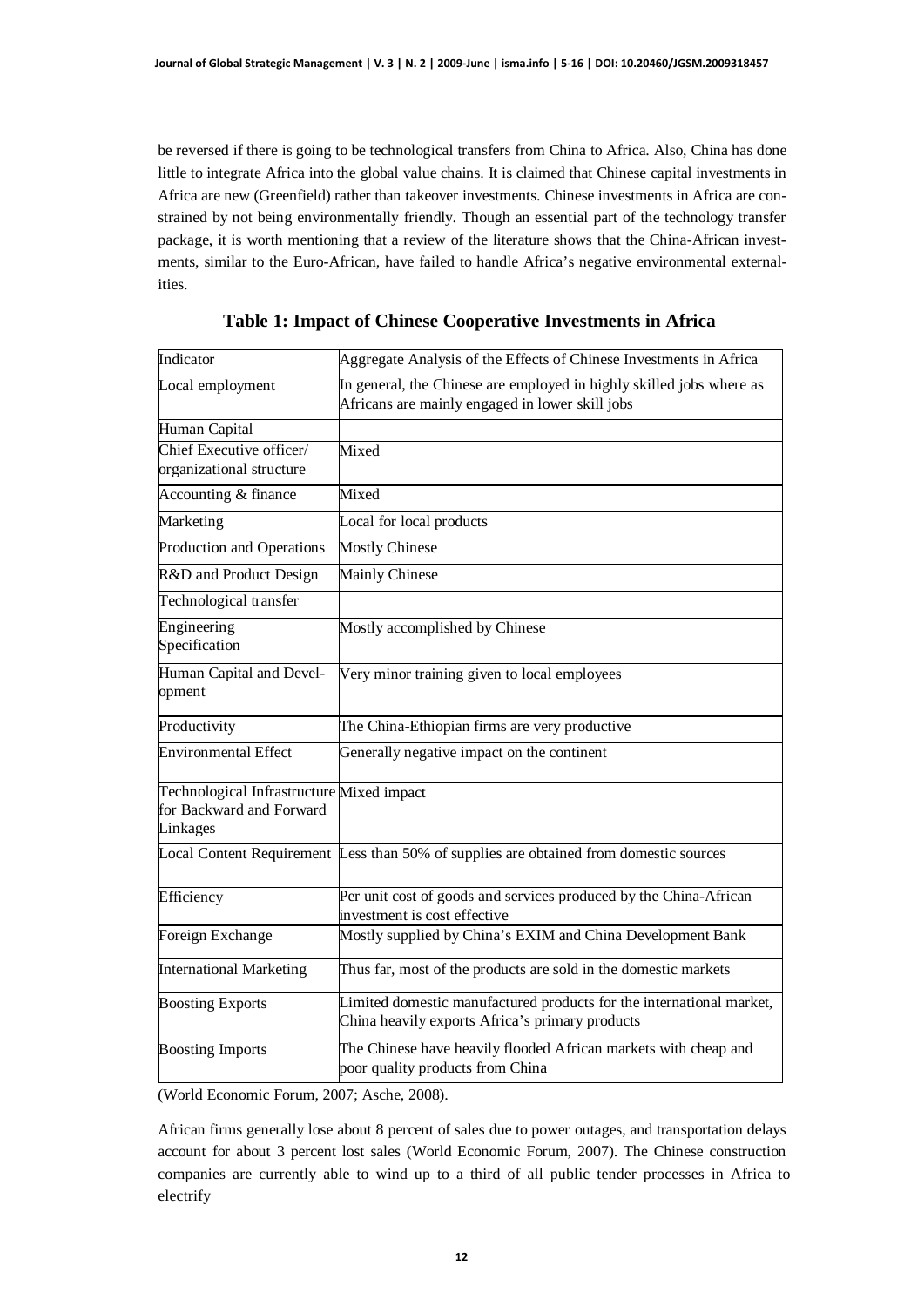be reversed if there is going to be technological transfers from China to Africa. Also, China has done little to integrate Africa into the global value chains. It is claimed that Chinese capital investments in Africa are new (Greenfield) rather than takeover investments. Chinese investments in Africa are constrained by not being environmentally friendly. Though an essential part of the technology transfer package, it is worth mentioning that a review of the literature shows that the China-African investments, similar to the Euro-African, have failed to handle Africa's negative environmental externalities.

**Table 1: Impact of Chinese Cooperative Investments in Africa**

| Indicator | Aggregate Analysis of the Effects of Chinese Investments in Africa |
|---|---|
| Local employment | In general, the Chinese are employed in highly skilled jobs where as Africans are mainly engaged in lower skill jobs |
| Human Capital | |
| Chief Executive officer/ organizational structure | Mixed |
| Accounting & finance | Mixed |
| Marketing | Local for local products |
| Production and Operations | Mostly Chinese |
| R&D and Product Design | Mainly Chinese |
| Technological transfer | |
| Engineering Specification | Mostly accomplished by Chinese |
| Human Capital and Development | Very minor training given to local employees |
| Productivity | The China-Ethiopian firms are very productive |
| Environmental Effect | Generally negative impact on the continent |
| Technological Infrastructure for Backward and Forward Linkages | Mixed impact |
| Local Content Requirement | Less than 50% of supplies are obtained from domestic sources |
| Efficiency | Per unit cost of goods and services produced by the China-African investment is cost effective |
| Foreign Exchange | Mostly supplied by China's EXIM and China Development Bank |
| International Marketing | Thus far, most of the products are sold in the domestic markets |
| Boosting Exports | Limited domestic manufactured products for the international market, China heavily exports Africa's primary products |
| Boosting Imports | The Chinese have heavily flooded African markets with cheap and poor quality products from China |

(World Economic Forum, 2007; Asche, 2008).

African firms generally lose about 8 percent of sales due to power outages, and transportation delays account for about 3 percent lost sales (World Economic Forum, 2007). The Chinese construction companies are currently able to wind up to a third of all public tender processes in Africa to electrify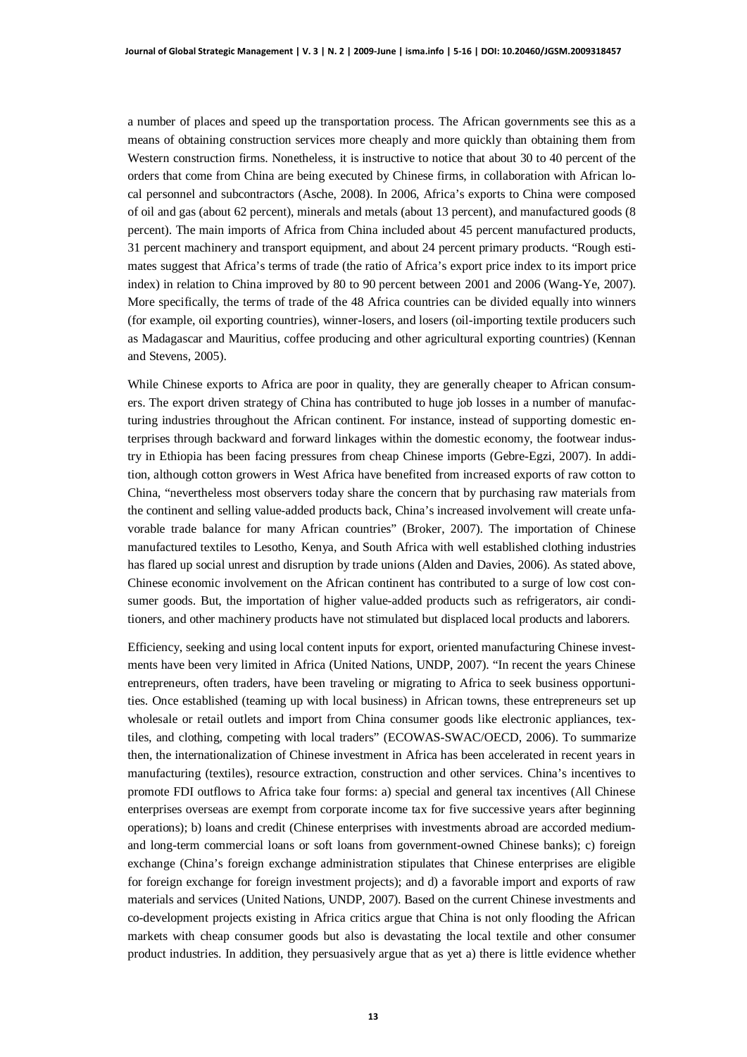a number of places and speed up the transportation process. The African governments see this as a means of obtaining construction services more cheaply and more quickly than obtaining them from Western construction firms. Nonetheless, it is instructive to notice that about 30 to 40 percent of the orders that come from China are being executed by Chinese firms, in collaboration with African local personnel and subcontractors (Asche, 2008). In 2006, Africa's exports to China were composed of oil and gas (about 62 percent), minerals and metals (about 13 percent), and manufactured goods (8 percent). The main imports of Africa from China included about 45 percent manufactured products, 31 percent machinery and transport equipment, and about 24 percent primary products. "Rough estimates suggest that Africa's terms of trade (the ratio of Africa's export price index to its import price index) in relation to China improved by 80 to 90 percent between 2001 and 2006 (Wang-Ye, 2007). More specifically, the terms of trade of the 48 Africa countries can be divided equally into winners (for example, oil exporting countries), winner-losers, and losers (oil-importing textile producers such as Madagascar and Mauritius, coffee producing and other agricultural exporting countries) (Kennan and Stevens, 2005).

While Chinese exports to Africa are poor in quality, they are generally cheaper to African consumers. The export driven strategy of China has contributed to huge job losses in a number of manufacturing industries throughout the African continent. For instance, instead of supporting domestic enterprises through backward and forward linkages within the domestic economy, the footwear industry in Ethiopia has been facing pressures from cheap Chinese imports (Gebre-Egzi, 2007). In addition, although cotton growers in West Africa have benefited from increased exports of raw cotton to China, "nevertheless most observers today share the concern that by purchasing raw materials from the continent and selling value-added products back, China's increased involvement will create unfavorable trade balance for many African countries" (Broker, 2007). The importation of Chinese manufactured textiles to Lesotho, Kenya, and South Africa with well established clothing industries has flared up social unrest and disruption by trade unions (Alden and Davies, 2006). As stated above, Chinese economic involvement on the African continent has contributed to a surge of low cost consumer goods. But, the importation of higher value-added products such as refrigerators, air conditioners, and other machinery products have not stimulated but displaced local products and laborers.

Efficiency, seeking and using local content inputs for export, oriented manufacturing Chinese investments have been very limited in Africa (United Nations, UNDP, 2007). "In recent the years Chinese entrepreneurs, often traders, have been traveling or migrating to Africa to seek business opportunities. Once established (teaming up with local business) in African towns, these entrepreneurs set up wholesale or retail outlets and import from China consumer goods like electronic appliances, textiles, and clothing, competing with local traders" (ECOWAS-SWAC/OECD, 2006). To summarize then, the internationalization of Chinese investment in Africa has been accelerated in recent years in manufacturing (textiles), resource extraction, construction and other services. China's incentives to promote FDI outflows to Africa take four forms: a) special and general tax incentives (All Chinese enterprises overseas are exempt from corporate income tax for five successive years after beginning operations); b) loans and credit (Chinese enterprises with investments abroad are accorded medium- and long-term commercial loans or soft loans from government-owned Chinese banks); c) foreign exchange (China's foreign exchange administration stipulates that Chinese enterprises are eligible for foreign exchange for foreign investment projects); and d) a favorable import and exports of raw materials and services (United Nations, UNDP, 2007). Based on the current Chinese investments and co-development projects existing in Africa critics argue that China is not only flooding the African markets with cheap consumer goods but also is devastating the local textile and other consumer product industries. In addition, they persuasively argue that as yet a) there is little evidence whether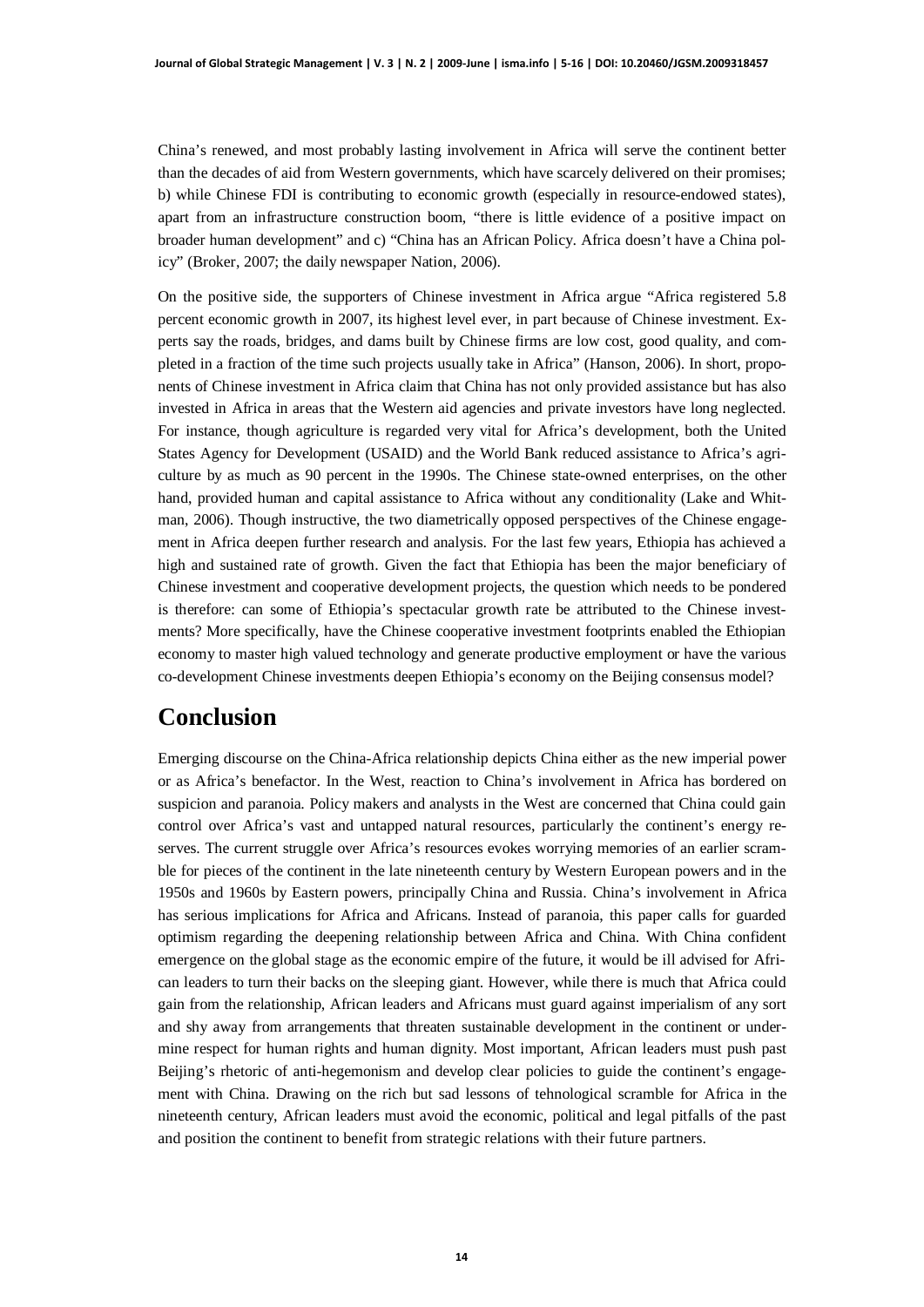China's renewed, and most probably lasting involvement in Africa will serve the continent better than the decades of aid from Western governments, which have scarcely delivered on their promises; b) while Chinese FDI is contributing to economic growth (especially in resource-endowed states), apart from an infrastructure construction boom, "there is little evidence of a positive impact on broader human development" and c) "China has an African Policy. Africa doesn't have a China policy" (Broker, 2007; the daily newspaper Nation, 2006).

On the positive side, the supporters of Chinese investment in Africa argue "Africa registered 5.8 percent economic growth in 2007, its highest level ever, in part because of Chinese investment. Experts say the roads, bridges, and dams built by Chinese firms are low cost, good quality, and completed in a fraction of the time such projects usually take in Africa" (Hanson, 2006). In short, proponents of Chinese investment in Africa claim that China has not only provided assistance but has also invested in Africa in areas that the Western aid agencies and private investors have long neglected. For instance, though agriculture is regarded very vital for Africa's development, both the United States Agency for Development (USAID) and the World Bank reduced assistance to Africa's agriculture by as much as 90 percent in the 1990s. The Chinese state-owned enterprises, on the other hand, provided human and capital assistance to Africa without any conditionality (Lake and Whitman, 2006). Though instructive, the two diametrically opposed perspectives of the Chinese engagement in Africa deepen further research and analysis. For the last few years, Ethiopia has achieved a high and sustained rate of growth. Given the fact that Ethiopia has been the major beneficiary of Chinese investment and cooperative development projects, the question which needs to be pondered is therefore: can some of Ethiopia's spectacular growth rate be attributed to the Chinese investments? More specifically, have the Chinese cooperative investment footprints enabled the Ethiopian economy to master high valued technology and generate productive employment or have the various co-development Chinese investments deepen Ethiopia's economy on the Beijing consensus model?

## Conclusion

Emerging discourse on the China-Africa relationship depicts China either as the new imperial power or as Africa's benefactor. In the West, reaction to China's involvement in Africa has bordered on suspicion and paranoia. Policy makers and analysts in the West are concerned that China could gain control over Africa's vast and untapped natural resources, particularly the continent's energy reserves. The current struggle over Africa's resources evokes worrying memories of an earlier scramble for pieces of the continent in the late nineteenth century by Western European powers and in the 1950s and 1960s by Eastern powers, principally China and Russia. China's involvement in Africa has serious implications for Africa and Africans. Instead of paranoia, this paper calls for guarded optimism regarding the deepening relationship between Africa and China. With China confident emergence on the global stage as the economic empire of the future, it would be ill advised for African leaders to turn their backs on the sleeping giant. However, while there is much that Africa could gain from the relationship, African leaders and Africans must guard against imperialism of any sort and shy away from arrangements that threaten sustainable development in the continent or undermine respect for human rights and human dignity. Most important, African leaders must push past Beijing's rhetoric of anti-hegemonism and develop clear policies to guide the continent's engagement with China. Drawing on the rich but sad lessons of tehnological scramble for Africa in the nineteenth century, African leaders must avoid the economic, political and legal pitfalls of the past and position the continent to benefit from strategic relations with their future partners.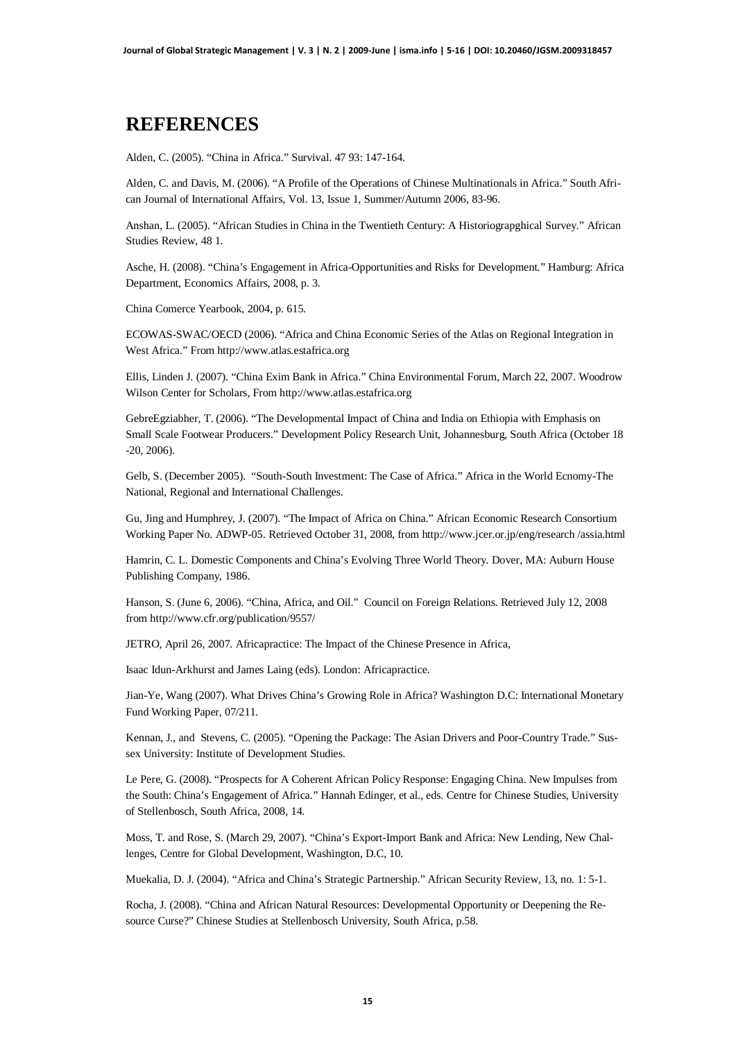# REFERENCES

Alden, C. (2005). "China in Africa." Survival. 47 93: 147-164.

Alden, C. and Davis, M. (2006). "A Profile of the Operations of Chinese Multinationals in Africa." South African Journal of International Affairs, Vol. 13, Issue 1, Summer/Autumn 2006, 83-96.

Anshan, L. (2005). "African Studies in China in the Twentieth Century: A Historiograpghical Survey." African Studies Review, 48 1.

Asche, H. (2008). "China's Engagement in Africa-Opportunities and Risks for Development." Hamburg: Africa Department, Economics Affairs, 2008, p. 3.

China Comerce Yearbook, 2004, p. 615.

ECOWAS-SWAC/OECD (2006). "Africa and China Economic Series of the Atlas on Regional Integration in West Africa." From http://www.atlas.estafrica.org

Ellis, Linden J. (2007). "China Exim Bank in Africa." China Environmental Forum, March 22, 2007. Woodrow Wilson Center for Scholars, From http://www.atlas.estafrica.org

GebreEgziabher, T. (2006). "The Developmental Impact of China and India on Ethiopia with Emphasis on Small Scale Footwear Producers." Development Policy Research Unit, Johannesburg, South Africa (October 18 -20, 2006).

Gelb, S. (December 2005). "South-South Investment: The Case of Africa." Africa in the World Ecnomy-The National, Regional and International Challenges.

Gu, Jing and Humphrey, J. (2007). "The Impact of Africa on China." African Economic Research Consortium Working Paper No. ADWP-05. Retrieved October 31, 2008, from http://www.jcer.or.jp/eng/research /assia.html

Hamrin, C. L. Domestic Components and China's Evolving Three World Theory. Dover, MA: Auburn House Publishing Company, 1986.

Hanson, S. (June 6, 2006). "China, Africa, and Oil." Council on Foreign Relations. Retrieved July 12, 2008 from http://www.cfr.org/publication/9557/

JETRO, April 26, 2007. Africapractice: The Impact of the Chinese Presence in Africa,

Isaac Idun-Arkhurst and James Laing (eds). London: Africapractice.

Jian-Ye, Wang (2007). What Drives China's Growing Role in Africa? Washington D.C: International Monetary Fund Working Paper, 07/211.

Kennan, J., and Stevens, C. (2005). "Opening the Package: The Asian Drivers and Poor-Country Trade." Sussex University: Institute of Development Studies.

Le Pere, G. (2008). "Prospects for A Coherent African Policy Response: Engaging China. New Impulses from the South: China's Engagement of Africa." Hannah Edinger, et al., eds. Centre for Chinese Studies, University of Stellenbosch, South Africa, 2008, 14.

Moss, T. and Rose, S. (March 29, 2007). "China's Export-Import Bank and Africa: New Lending, New Challenges, Centre for Global Development, Washington, D.C, 10.

Muekalia, D. J. (2004). "Africa and China's Strategic Partnership." African Security Review, 13, no. 1: 5-1.

Rocha, J. (2008). "China and African Natural Resources: Developmental Opportunity or Deepening the Resource Curse?" Chinese Studies at Stellenbosch University, South Africa, p.58.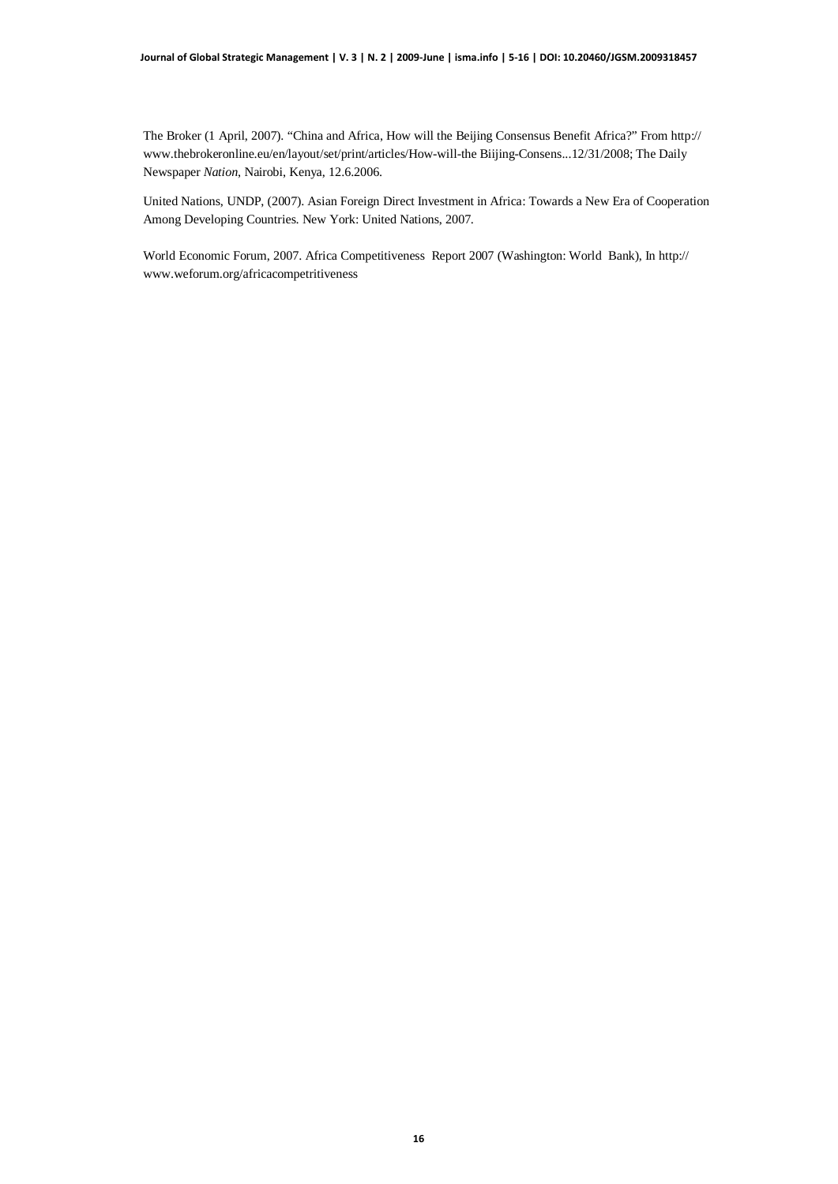The Broker (1 April, 2007). "China and Africa, How will the Beijing Consensus Benefit Africa?" From http://www.thebrokeronline.eu/en/layout/set/print/articles/How-will-the Biijing-Consens...12/31/2008; The Daily Newspaper *Nation*, Nairobi, Kenya, 12.6.2006.

United Nations, UNDP, (2007). Asian Foreign Direct Investment in Africa: Towards a New Era of Cooperation Among Developing Countries. New York: United Nations, 2007.

World Economic Forum, 2007. Africa Competitiveness Report 2007 (Washington: World Bank), In http://www.weforum.org/africacompetritiveness